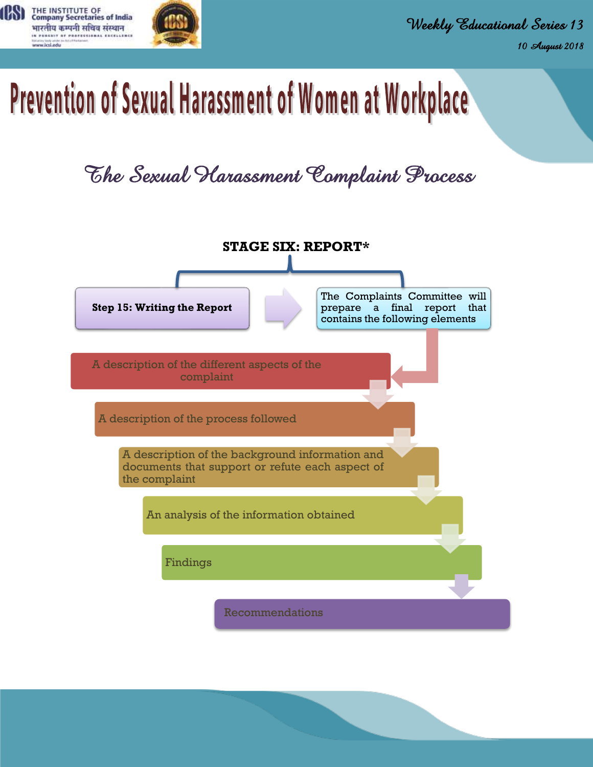# Prevention of Sexual Harassment of Women at Workplace

## The Sexual Harassment Complaint Process

### STAGE SIX: REPORT*

**Step 15: Writing the Report**

The Complaints Committee will prepare a final report that contains the following elements

- A description of the different aspects of the complaint
- A description of the process followed
- A description of the background information and documents that support or refute each aspect of the complaint
- An analysis of the information obtained
- Findings
- Recommendations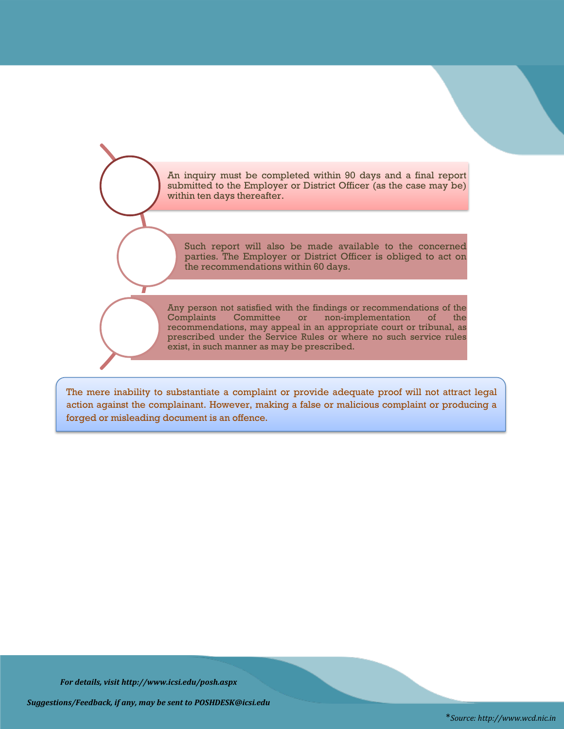- An inquiry must be completed within 90 days and a final report submitted to the Employer or District Officer (as the case may be) within ten days thereafter.

- Such report will also be made available to the concerned parties. The Employer or District Officer is obliged to act on the recommendations within 60 days.

- Any person not satisfied with the findings or recommendations of the Complaints Committee or non-implementation of the recommendations, may appeal in an appropriate court or tribunal, as prescribed under the Service Rules or where no such service rules exist, in such manner as may be prescribed.

The mere inability to substantiate a complaint or provide adequate proof will not attract legal action against the complainant. However, making a false or malicious complaint or producing a forged or misleading document is an offence.

*For details, visit http://www.icsi.edu/posh.aspx*

*Suggestions/Feedback, if any, may be sent to POSHDESK@icsi.edu*

**Source: http://www.wcd.nic.in*